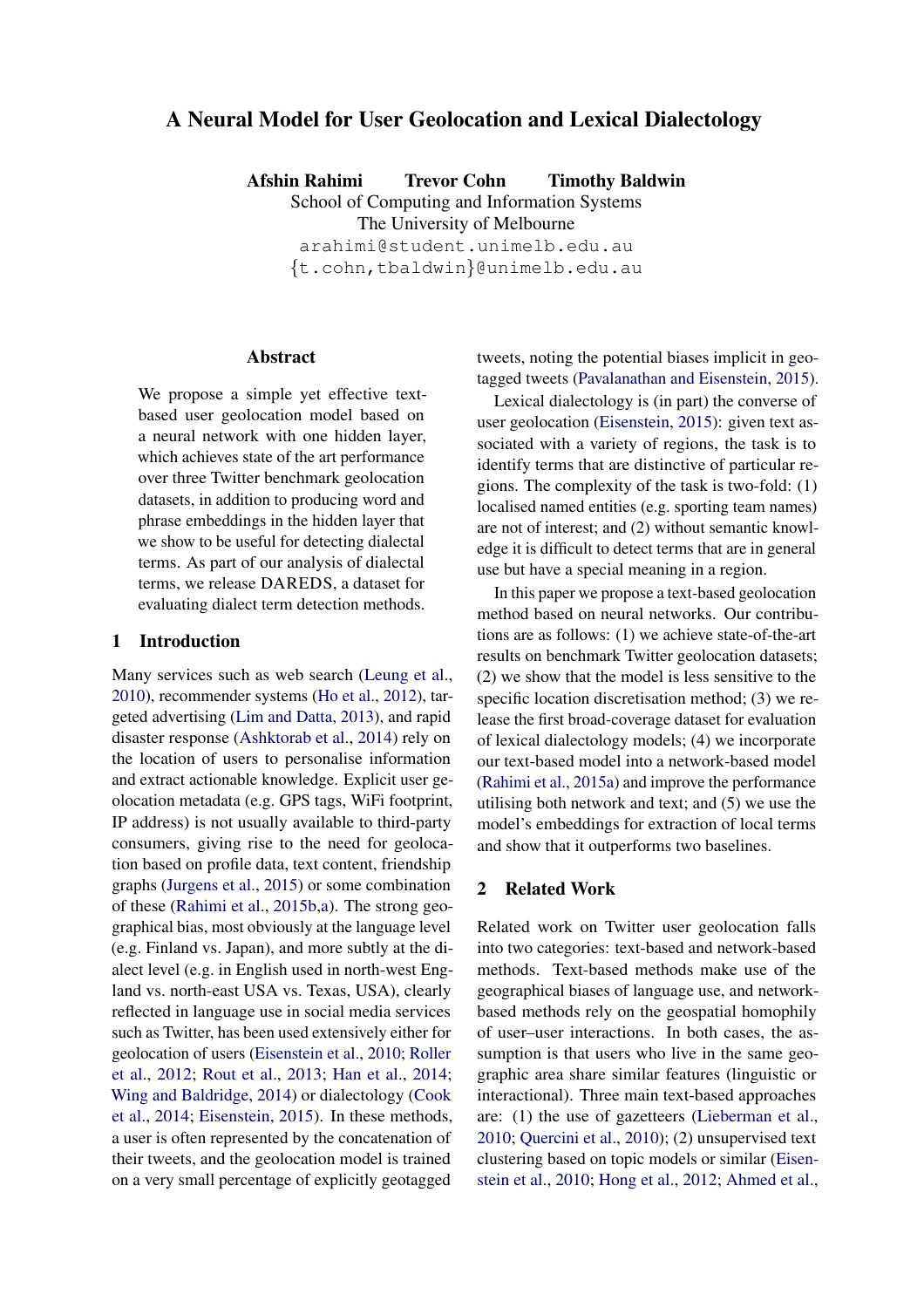# A Neural Model for User Geolocation and Lexical Dialectology

**Afshin Rahimi Trevor Cohn Timothy Baldwin**

School of Computing and Information Systems
The University of Melbourne
arahimi@student.unimelb.edu.au
{t.cohn,tbaldwin}@unimelb.edu.au

## Abstract

We propose a simple yet effective text-based user geolocation model based on a neural network with one hidden layer, which achieves state of the art performance over three Twitter benchmark geolocation datasets, in addition to producing word and phrase embeddings in the hidden layer that we show to be useful for detecting dialectal terms. As part of our analysis of dialectal terms, we release DAREDS, a dataset for evaluating dialect term detection methods.

## 1 Introduction

Many services such as web search (Leung et al., 2010), recommender systems (Ho et al., 2012), targeted advertising (Lim and Datta, 2013), and rapid disaster response (Ashktorab et al., 2014) rely on the location of users to personalise information and extract actionable knowledge. Explicit user geolocation metadata (e.g. GPS tags, WiFi footprint, IP address) is not usually available to third-party consumers, giving rise to the need for geolocation based on profile data, text content, friendship graphs (Jurgens et al., 2015) or some combination of these (Rahimi et al., 2015b,a). The strong geographical bias, most obviously at the language level (e.g. Finland vs. Japan), and more subtly at the dialect level (e.g. in English used in north-west England vs. north-east USA vs. Texas, USA), clearly reflected in language use in social media services such as Twitter, has been used extensively either for geolocation of users (Eisenstein et al., 2010; Roller et al., 2012; Rout et al., 2013; Han et al., 2014; Wing and Baldridge, 2014) or dialectology (Cook et al., 2014; Eisenstein, 2015). In these methods, a user is often represented by the concatenation of their tweets, and the geolocation model is trained on a very small percentage of explicitly geotagged tweets, noting the potential biases implicit in geotagged tweets (Pavalanathan and Eisenstein, 2015).

Lexical dialectology is (in part) the converse of user geolocation (Eisenstein, 2015): given text associated with a variety of regions, the task is to identify terms that are distinctive of particular regions. The complexity of the task is two-fold: (1) localised named entities (e.g. sporting team names) are not of interest; and (2) without semantic knowledge it is difficult to detect terms that are in general use but have a special meaning in a region.

In this paper we propose a text-based geolocation method based on neural networks. Our contributions are as follows: (1) we achieve state-of-the-art results on benchmark Twitter geolocation datasets; (2) we show that the model is less sensitive to the specific location discretisation method; (3) we release the first broad-coverage dataset for evaluation of lexical dialectology models; (4) we incorporate our text-based model into a network-based model (Rahimi et al., 2015a) and improve the performance utilising both network and text; and (5) we use the model's embeddings for extraction of local terms and show that it outperforms two baselines.

## 2 Related Work

Related work on Twitter user geolocation falls into two categories: text-based and network-based methods. Text-based methods make use of the geographical biases of language use, and network-based methods rely on the geospatial homophily of user–user interactions. In both cases, the assumption is that users who live in the same geographic area share similar features (linguistic or interactional). Three main text-based approaches are: (1) the use of gazetteers (Lieberman et al., 2010; Quercini et al., 2010); (2) unsupervised text clustering based on topic models or similar (Eisenstein et al., 2010; Hong et al., 2012; Ahmed et al.,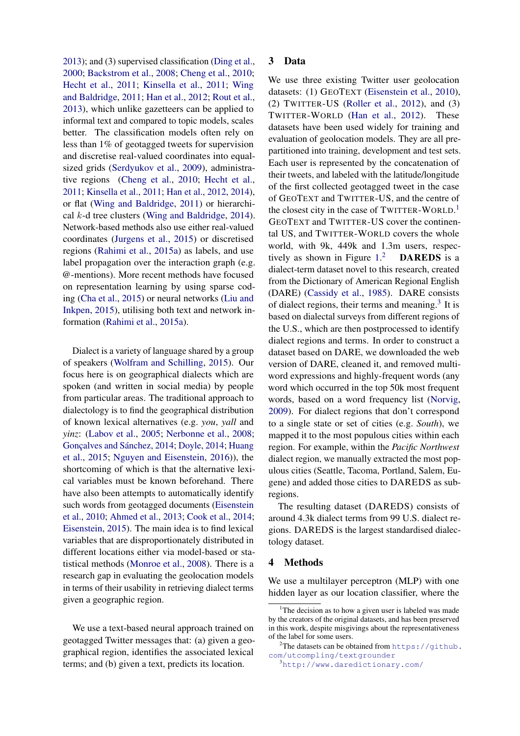2013); and (3) supervised classification (Ding et al., 2000; Backstrom et al., 2008; Cheng et al., 2010; Hecht et al., 2011; Kinsella et al., 2011; Wing and Baldridge, 2011; Han et al., 2012; Rout et al., 2013), which unlike gazetteers can be applied to informal text and compared to topic models, scales better. The classification models often rely on less than 1% of geotagged tweets for supervision and discretise real-valued coordinates into equal-sized grids (Serdyukov et al., 2009), administrative regions (Cheng et al., 2010; Hecht et al., 2011; Kinsella et al., 2011; Han et al., 2012, 2014), or flat (Wing and Baldridge, 2011) or hierarchical $k$-d tree clusters (Wing and Baldridge, 2014). Network-based methods also use either real-valued coordinates (Jurgens et al., 2015) or discretised regions (Rahimi et al., 2015a) as labels, and use label propagation over the interaction graph (e.g. @-mentions). More recent methods have focused on representation learning by using sparse coding (Cha et al., 2015) or neural networks (Liu and Inkpen, 2015), utilising both text and network information (Rahimi et al., 2015a).

Dialect is a variety of language shared by a group of speakers (Wolfram and Schilling, 2015). Our focus here is on geographical dialects which are spoken (and written in social media) by people from particular areas. The traditional approach to dialectology is to find the geographical distribution of known lexical alternatives (e.g. *you*, *yall* and *yinz*: (Labov et al., 2005; Nerbonne et al., 2008; Gonçalves and Sánchez, 2014; Doyle, 2014; Huang et al., 2015; Nguyen and Eisenstein, 2016)), the shortcoming of which is that the alternative lexical variables must be known beforehand. There have also been attempts to automatically identify such words from geotagged documents (Eisenstein et al., 2010; Ahmed et al., 2013; Cook et al., 2014; Eisenstein, 2015). The main idea is to find lexical variables that are disproportionately distributed in different locations either via model-based or statistical methods (Monroe et al., 2008). There is a research gap in evaluating the geolocation models in terms of their usability in retrieving dialect terms given a geographic region.

We use a text-based neural approach trained on geotagged Twitter messages that: (a) given a geographical region, identifies the associated lexical terms; and (b) given a text, predicts its location.

## 3 Data

We use three existing Twitter user geolocation datasets: (1) GeoText (Eisenstein et al., 2010), (2) Twitter-US (Roller et al., 2012), and (3) Twitter-World (Han et al., 2012). These datasets have been used widely for training and evaluation of geolocation models. They are all pre-partitioned into training, development and test sets. Each user is represented by the concatenation of their tweets, and labeled with the latitude/longitude of the first collected geotagged tweet in the case of GeoText and Twitter-US, and the centre of the closest city in the case of Twitter-World.[1] GeoText and Twitter-US cover the continental US, and Twitter-World covers the whole world, with 9k, 449k and 1.3m users, respectively as shown in Figure 1.[2] **DAREDS** is a dialect-term dataset novel to this research, created from the Dictionary of American Regional English (DARE) (Cassidy et al., 1985). DARE consists of dialect regions, their terms and meaning.[3] It is based on dialectal surveys from different regions of the U.S., which are then postprocessed to identify dialect regions and terms. In order to construct a dataset based on DARE, we downloaded the web version of DARE, cleaned it, and removed multi-word expressions and highly-frequent words (any word which occurred in the top 50k most frequent words, based on a word frequency list (Norvig, 2009). For dialect regions that don't correspond to a single state or set of cities (e.g. *South*), we mapped it to the most populous cities within each region. For example, within the *Pacific Northwest* dialect region, we manually extracted the most populous cities (Seattle, Tacoma, Portland, Salem, Eugene) and added those cities to DAREDS as subregions.

The resulting dataset (DAREDS) consists of around 4.3k dialect terms from 99 U.S. dialect regions. DAREDS is the largest standardised dialectology dataset.

## 4 Methods

We use a multilayer perceptron (MLP) with one hidden layer as our location classifier, where the

---

[1] The decision as to how a given user is labeled was made by the creators of the original datasets, and has been preserved in this work, despite misgivings about the representativeness of the label for some users.

[2] The datasets can be obtained from https://github.com/utcompling/textgrounder

[3] http://www.daredictionary.com/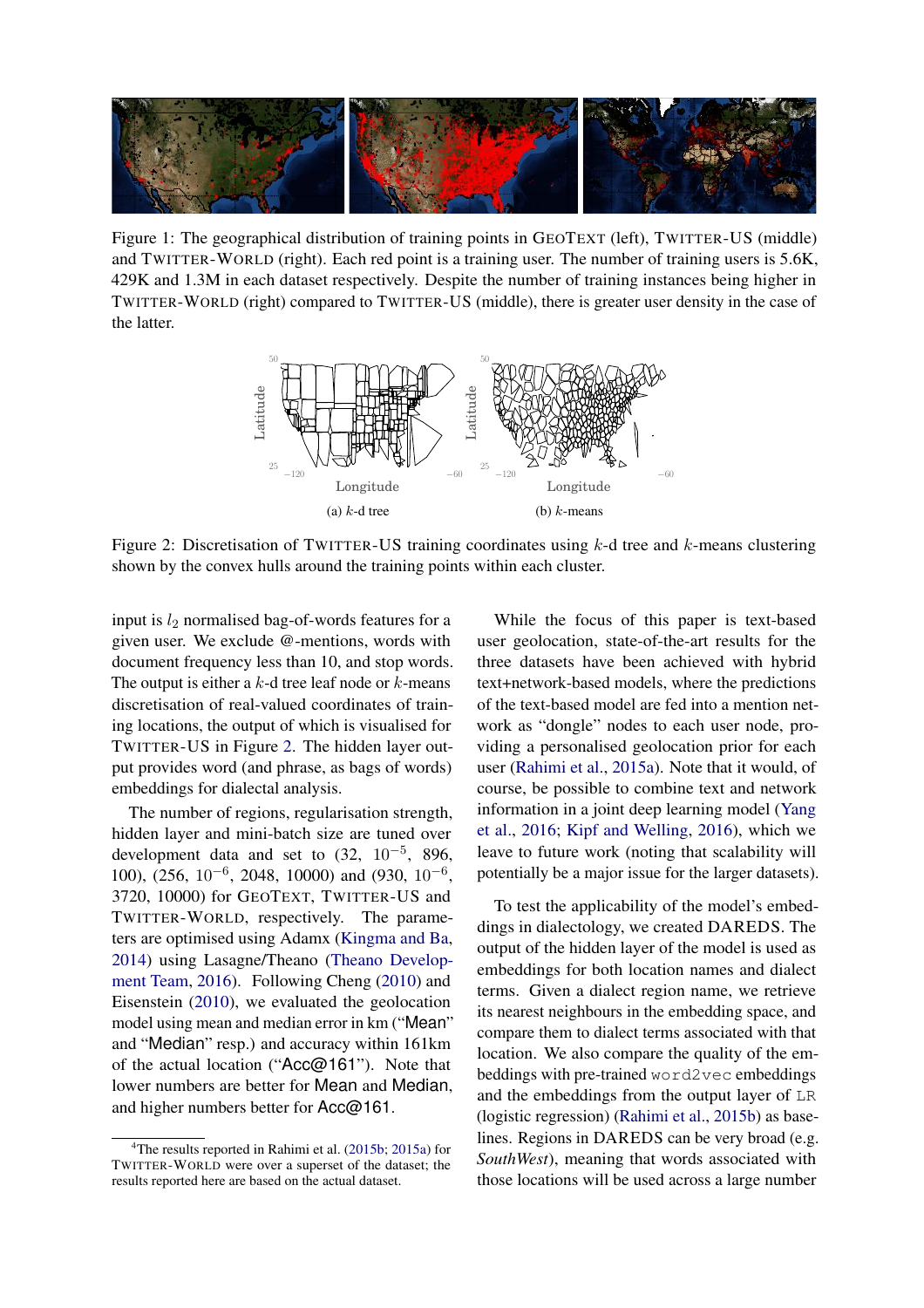Figure 1: The geographical distribution of training points in GeoText (left), Twitter-US (middle) and Twitter-World (right). Each red point is a training user. The number of training users is 5.6K, 429K and 1.3M in each dataset respectively. Despite the number of training instances being higher in Twitter-World (right) compared to Twitter-US (middle), there is greater user density in the case of the latter.

(a) $k$-d tree

(b) $k$-means

Figure 2: Discretisation of Twitter-US training coordinates using $k$-d tree and $k$-means clustering shown by the convex hulls around the training points within each cluster.

input is $l_2$ normalised bag-of-words features for a given user. We exclude @-mentions, words with document frequency less than 10, and stop words. The output is either a $k$-d tree leaf node or $k$-means discretisation of real-valued coordinates of training locations, the output of which is visualised for Twitter-US in Figure 2. The hidden layer output provides word (and phrase, as bags of words) embeddings for dialectal analysis.

The number of regions, regularisation strength, hidden layer and mini-batch size are tuned over development data and set to (32, $10^{-5}$, 896, 100), (256, $10^{-6}$, 2048, 10000) and (930, $10^{-6}$, 3720, 10000) for GeoText, Twitter-US and Twitter-World, respectively. The parameters are optimised using Adamx (Kingma and Ba, 2014) using Lasagne/Theano (Theano Development Team, 2016). Following Cheng (2010) and Eisenstein (2010), we evaluated the geolocation model using mean and median error in km ("Mean" and "Median" resp.) and accuracy within 161km of the actual location ("Acc@161"). Note that lower numbers are better for Mean and Median, and higher numbers better for Acc@161.

While the focus of this paper is text-based user geolocation, state-of-the-art results for the three datasets have been achieved with hybrid text+network-based models, where the predictions of the text-based model are fed into a mention network as "dongle" nodes to each user node, providing a personalised geolocation prior for each user (Rahimi et al., 2015a). Note that it would, of course, be possible to combine text and network information in a joint deep learning model (Yang et al., 2016; Kipf and Welling, 2016), which we leave to future work (noting that scalability will potentially be a major issue for the larger datasets).

To test the applicability of the model's embeddings in dialectology, we created DAREDS. The output of the hidden layer of the model is used as embeddings for both location names and dialect terms. Given a dialect region name, we retrieve its nearest neighbours in the embedding space, and compare them to dialect terms associated with that location. We also compare the quality of the embeddings with pre-trained `word2vec` embeddings and the embeddings from the output layer of `LR` (logistic regression) (Rahimi et al., 2015b) as baselines. Regions in DAREDS can be very broad (e.g. *SouthWest*), meaning that words associated with those locations will be used across a large number

[4]The results reported in Rahimi et al. (2015b; 2015a) for Twitter-World were over a superset of the dataset; the results reported here are based on the actual dataset.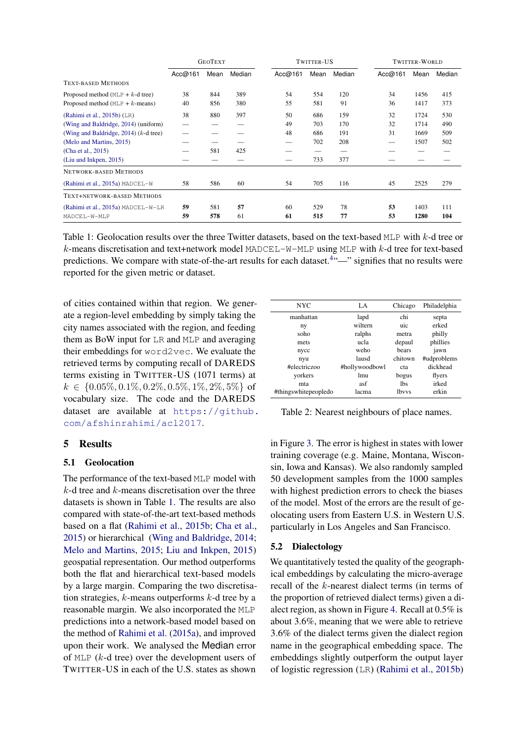| | GeoText | | | Twitter-US | | | Twitter-World | | |
|---|---|---|---|---|---|---|---|---|---|
| | Acc@161 | Mean | Median | Acc@161 | Mean | Median | Acc@161 | Mean | Median |
| **Text-based Methods** | | | | | | | | | |
| Proposed method (MLP + $k$-d tree) | 38 | 844 | 389 | 54 | 554 | 120 | 34 | 1456 | 415 |
| Proposed method (MLP + $k$-means) | 40 | 856 | 380 | 55 | 581 | 91 | 36 | 1417 | 373 |
| (Rahimi et al., 2015b) (LR) | 38 | 880 | 397 | 50 | 686 | 159 | 32 | 1724 | 530 |
| (Wing and Baldridge, 2014) (uniform) | — | — | — | 49 | 703 | 170 | 32 | 1714 | 490 |
| (Wing and Baldridge, 2014) ($k$-d tree) | — | — | — | 48 | 686 | 191 | 31 | 1669 | 509 |
| (Melo and Martins, 2015) | — | — | — | — | 702 | 208 | — | 1507 | 502 |
| (Cha et al., 2015) | — | 581 | 425 | — | — | — | — | — | — |
| (Liu and Inkpen, 2015) | — | — | — | — | 733 | 377 | — | — | — |
| **Network-based Methods** | | | | | | | | | |
| (Rahimi et al., 2015a) MADCEL-W | 58 | 586 | 60 | 54 | 705 | 116 | 45 | 2525 | 279 |
| **Text+network-based Methods** | | | | | | | | | |
| (Rahimi et al., 2015a) MADCEL-W-LR | **59** | 581 | **57** | 60 | 529 | 78 | **53** | 1403 | 111 |
| MADCEL-W-MLP | **59** | **578** | 61 | **61** | **515** | **77** | **53** | **1280** | **104** |

Table 1: Geolocation results over the three Twitter datasets, based on the text-based MLP with $k$-d tree or $k$-means discretisation and text+network model MADCEL-W-MLP using MLP with $k$-d tree for text-based predictions. We compare with state-of-the-art results for each dataset.[4] "—" signifies that no results were reported for the given metric or dataset.

of cities contained within that region. We generate a region-level embedding by simply taking the city names associated with the region, and feeding them as BoW input for LR and MLP and averaging their embeddings for word2vec. We evaluate the retrieved terms by computing recall of DAREDS terms existing in Twitter-US (1071 terms) at $k \in \{0.05\%, 0.1\%, 0.2\%, 0.5\%, 1\%, 2\%, 5\%\}$ of vocabulary size. The code and the DAREDS dataset are available at https://github.com/afshinrahimi/acl2017.

| NYC | LA | Chicago | Philadelphia |
|---|---|---|---|
| manhattan | lapd | chi | septa |
| ny | wiltern | uic | erked |
| soho | ralphs | metra | philly |
| mets | ucla | depaul | phillies |
| nycc | weho | bears | jawn |
| nyu | lausd | chitown | #udproblems |
| #electriczoo | #hollywoodbowl | cta | dickhead |
| yorkers | lmu | bogus | flyers |
| mta | asf | lbs | irked |
| #thingswhitepeopledo | lacma | lbvvs | erkin |

Table 2: Nearest neighbours of place names.

## 5 Results

### 5.1 Geolocation

The performance of the text-based MLP model with $k$-d tree and $k$-means discretisation over the three datasets is shown in Table 1. The results are also compared with state-of-the-art text-based methods based on a flat (Rahimi et al., 2015b; Cha et al., 2015) or hierarchical (Wing and Baldridge, 2014; Melo and Martins, 2015; Liu and Inkpen, 2015) geospatial representation. Our method outperforms both the flat and hierarchical text-based models by a large margin. Comparing the two discretisation strategies, $k$-means outperforms $k$-d tree by a reasonable margin. We also incorporated the MLP predictions into a network-based model based on the method of Rahimi et al. (2015a), and improved upon their work. We analysed the Median error of MLP ($k$-d tree) over the development users of Twitter-US in each of the U.S. states as shown in Figure 3. The error is highest in states with lower training coverage (e.g. Maine, Montana, Wisconsin, Iowa and Kansas). We also randomly sampled 50 development samples from the 1000 samples with highest prediction errors to check the biases of the model. Most of the errors are the result of geolocating users from Eastern U.S. in Western U.S. particularly in Los Angeles and San Francisco.

### 5.2 Dialectology

We quantitatively tested the quality of the geographical embeddings by calculating the micro-average recall of the $k$-nearest dialect terms (in terms of the proportion of retrieved dialect terms) given a dialect region, as shown in Figure 4. Recall at 0.5% is about 3.6%, meaning that we were able to retrieve 3.6% of the dialect terms given the dialect region name in the geographical embedding space. The embeddings slightly outperform the output layer of logistic regression (LR) (Rahimi et al., 2015b)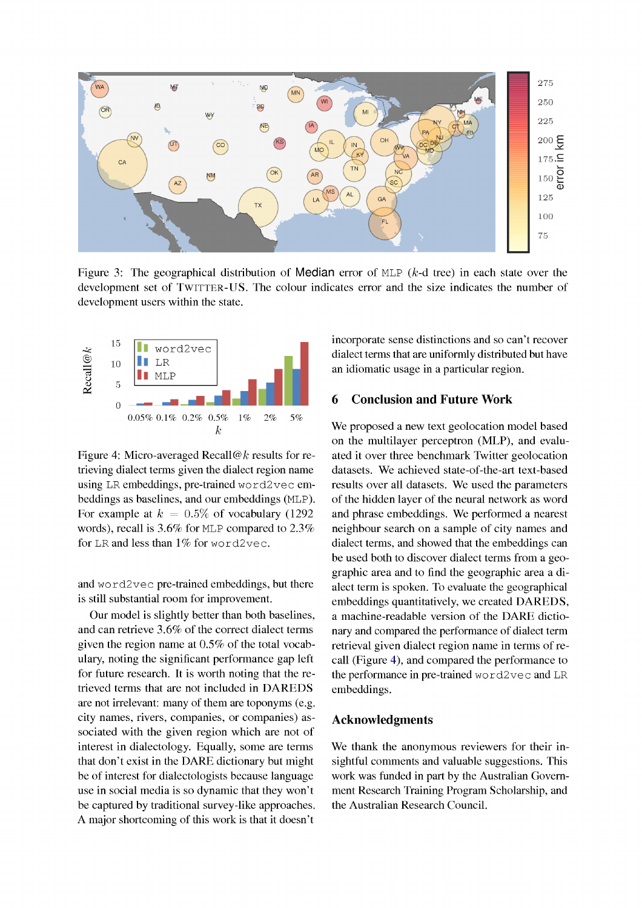Figure 3: The geographical distribution of Median error of MLP ($k$-d tree) in each state over the development set of TWITTER-US. The colour indicates error and the size indicates the number of development users within the state.

Figure 4: Micro-averaged Recall@$k$ results for retrieving dialect terms given the dialect region name using LR embeddings, pre-trained word2vec embeddings as baselines, and our embeddings (MLP). For example at $k = 0.5\%$ of vocabulary (1292 words), recall is 3.6% for MLP compared to 2.3% for LR and less than 1% for word2vec.

and word2vec pre-trained embeddings, but there is still substantial room for improvement.

Our model is slightly better than both baselines, and can retrieve 3.6% of the correct dialect terms given the region name at 0.5% of the total vocabulary, noting the significant performance gap left for future research. It is worth noting that the retrieved terms that are not included in DAREDS are not irrelevant: many of them are toponyms (e.g. city names, rivers, companies, or companies) associated with the given region which are not of interest in dialectology. Equally, some are terms that don't exist in the DARE dictionary but might be of interest for dialectologists because language use in social media is so dynamic that they won't be captured by traditional survey-like approaches. A major shortcoming of this work is that it doesn't incorporate sense distinctions and so can't recover dialect terms that are uniformly distributed but have an idiomatic usage in a particular region.

## 6 Conclusion and Future Work

We proposed a new text geolocation model based on the multilayer perceptron (MLP), and evaluated it over three benchmark Twitter geolocation datasets. We achieved state-of-the-art text-based results over all datasets. We used the parameters of the hidden layer of the neural network as word and phrase embeddings. We performed a nearest neighbour search on a sample of city names and dialect terms, and showed that the embeddings can be used both to discover dialect terms from a geographic area and to find the geographic area a dialect term is spoken. To evaluate the geographical embeddings quantitatively, we created DAREDS, a machine-readable version of the DARE dictionary and compared the performance of dialect term retrieval given dialect region name in terms of recall (Figure 4), and compared the performance to the performance in pre-trained word2vec and LR embeddings.

## Acknowledgments

We thank the anonymous reviewers for their insightful comments and valuable suggestions. This work was funded in part by the Australian Government Research Training Program Scholarship, and the Australian Research Council.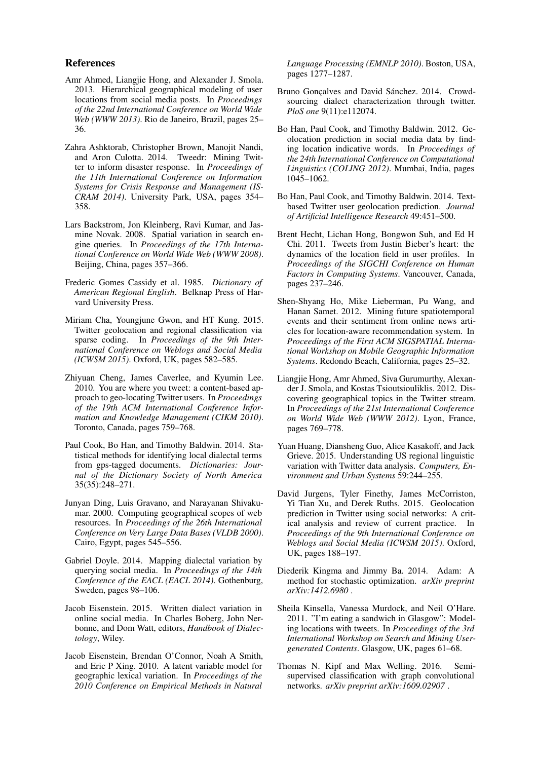## References

Amr Ahmed, Liangjie Hong, and Alexander J. Smola. 2013. Hierarchical geographical modeling of user locations from social media posts. In *Proceedings of the 22nd International Conference on World Wide Web (WWW 2013)*. Rio de Janeiro, Brazil, pages 25–36.

Zahra Ashktorab, Christopher Brown, Manojit Nandi, and Aron Culotta. 2014. Tweedr: Mining Twitter to inform disaster response. In *Proceedings of the 11th International Conference on Information Systems for Crisis Response and Management (ISCRAM 2014)*. University Park, USA, pages 354–358.

Lars Backstrom, Jon Kleinberg, Ravi Kumar, and Jasmine Novak. 2008. Spatial variation in search engine queries. In *Proceedings of the 17th International Conference on World Wide Web (WWW 2008)*. Beijing, China, pages 357–366.

Frederic Gomes Cassidy et al. 1985. *Dictionary of American Regional English*. Belknap Press of Harvard University Press.

Miriam Cha, Youngjune Gwon, and HT Kung. 2015. Twitter geolocation and regional classification via sparse coding. In *Proceedings of the 9th International Conference on Weblogs and Social Media (ICWSM 2015)*. Oxford, UK, pages 582–585.

Zhiyuan Cheng, James Caverlee, and Kyumin Lee. 2010. You are where you tweet: a content-based approach to geo-locating Twitter users. In *Proceedings of the 19th ACM International Conference Information and Knowledge Management (CIKM 2010)*. Toronto, Canada, pages 759–768.

Paul Cook, Bo Han, and Timothy Baldwin. 2014. Statistical methods for identifying local dialectal terms from gps-tagged documents. *Dictionaries: Journal of the Dictionary Society of North America* 35(35):248–271.

Junyan Ding, Luis Gravano, and Narayanan Shivakumar. 2000. Computing geographical scopes of web resources. In *Proceedings of the 26th International Conference on Very Large Data Bases (VLDB 2000)*. Cairo, Egypt, pages 545–556.

Gabriel Doyle. 2014. Mapping dialectal variation by querying social media. In *Proceedings of the 14th Conference of the EACL (EACL 2014)*. Gothenburg, Sweden, pages 98–106.

Jacob Eisenstein. 2015. Written dialect variation in online social media. In Charles Boberg, John Nerbonne, and Dom Watt, editors, *Handbook of Dialectology*, Wiley.

Jacob Eisenstein, Brendan O'Connor, Noah A Smith, and Eric P Xing. 2010. A latent variable model for geographic lexical variation. In *Proceedings of the 2010 Conference on Empirical Methods in Natural Language Processing (EMNLP 2010)*. Boston, USA, pages 1277–1287.

Bruno Gonçalves and David Sánchez. 2014. Crowdsourcing dialect characterization through twitter. *PloS one* 9(11):e112074.

Bo Han, Paul Cook, and Timothy Baldwin. 2012. Geolocation prediction in social media data by finding location indicative words. In *Proceedings of the 24th International Conference on Computational Linguistics (COLING 2012)*. Mumbai, India, pages 1045–1062.

Bo Han, Paul Cook, and Timothy Baldwin. 2014. Text-based Twitter user geolocation prediction. *Journal of Artificial Intelligence Research* 49:451–500.

Brent Hecht, Lichan Hong, Bongwon Suh, and Ed H Chi. 2011. Tweets from Justin Bieber's heart: the dynamics of the location field in user profiles. In *Proceedings of the SIGCHI Conference on Human Factors in Computing Systems*. Vancouver, Canada, pages 237–246.

Shen-Shyang Ho, Mike Lieberman, Pu Wang, and Hanan Samet. 2012. Mining future spatiotemporal events and their sentiment from online news articles for location-aware recommendation system. In *Proceedings of the First ACM SIGSPATIAL International Workshop on Mobile Geographic Information Systems*. Redondo Beach, California, pages 25–32.

Liangjie Hong, Amr Ahmed, Siva Gurumurthy, Alexander J. Smola, and Kostas Tsioutsiouliklis. 2012. Discovering geographical topics in the Twitter stream. In *Proceedings of the 21st International Conference on World Wide Web (WWW 2012)*. Lyon, France, pages 769–778.

Yuan Huang, Diansheng Guo, Alice Kasakoff, and Jack Grieve. 2015. Understanding US regional linguistic variation with Twitter data analysis. *Computers, Environment and Urban Systems* 59:244–255.

David Jurgens, Tyler Finethy, James McCorriston, Yi Tian Xu, and Derek Ruths. 2015. Geolocation prediction in Twitter using social networks: A critical analysis and review of current practice. In *Proceedings of the 9th International Conference on Weblogs and Social Media (ICWSM 2015)*. Oxford, UK, pages 188–197.

Diederik Kingma and Jimmy Ba. 2014. Adam: A method for stochastic optimization. *arXiv preprint arXiv:1412.6980* .

Sheila Kinsella, Vanessa Murdock, and Neil O'Hare. 2011. "I'm eating a sandwich in Glasgow": Modeling locations with tweets. In *Proceedings of the 3rd International Workshop on Search and Mining User-generated Contents*. Glasgow, UK, pages 61–68.

Thomas N. Kipf and Max Welling. 2016. Semi-supervised classification with graph convolutional networks. *arXiv preprint arXiv:1609.02907* .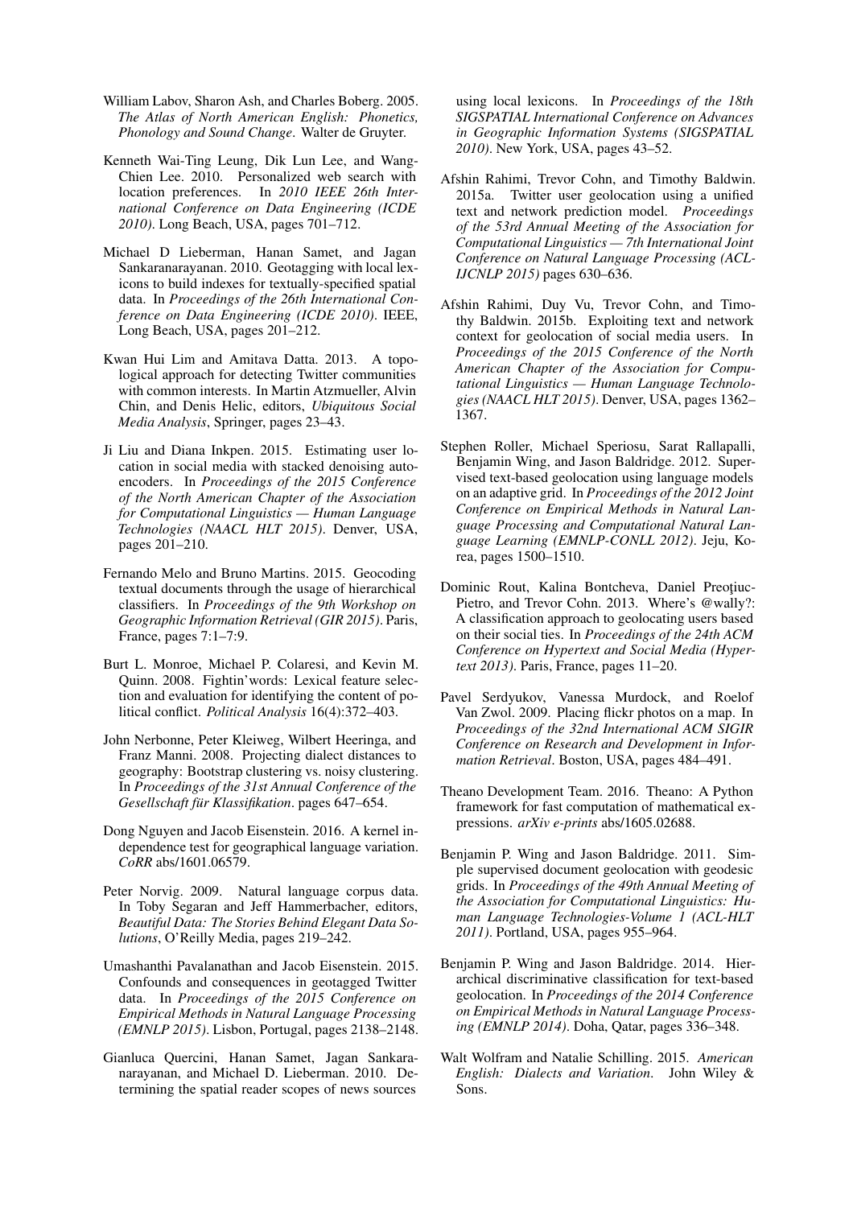William Labov, Sharon Ash, and Charles Boberg. 2005. *The Atlas of North American English: Phonetics, Phonology and Sound Change*. Walter de Gruyter.

Kenneth Wai-Ting Leung, Dik Lun Lee, and Wang-Chien Lee. 2010. Personalized web search with location preferences. In *2010 IEEE 26th International Conference on Data Engineering (ICDE 2010)*. Long Beach, USA, pages 701–712.

Michael D Lieberman, Hanan Samet, and Jagan Sankaranarayanan. 2010. Geotagging with local lexicons to build indexes for textually-specified spatial data. In *Proceedings of the 26th International Conference on Data Engineering (ICDE 2010)*. IEEE, Long Beach, USA, pages 201–212.

Kwan Hui Lim and Amitava Datta. 2013. A topological approach for detecting Twitter communities with common interests. In Martin Atzmueller, Alvin Chin, and Denis Helic, editors, *Ubiquitous Social Media Analysis*, Springer, pages 23–43.

Ji Liu and Diana Inkpen. 2015. Estimating user location in social media with stacked denoising autoencoders. In *Proceedings of the 2015 Conference of the North American Chapter of the Association for Computational Linguistics — Human Language Technologies (NAACL HLT 2015)*. Denver, USA, pages 201–210.

Fernando Melo and Bruno Martins. 2015. Geocoding textual documents through the usage of hierarchical classifiers. In *Proceedings of the 9th Workshop on Geographic Information Retrieval (GIR 2015)*. Paris, France, pages 7:1–7:9.

Burt L. Monroe, Michael P. Colaresi, and Kevin M. Quinn. 2008. Fightin'words: Lexical feature selection and evaluation for identifying the content of political conflict. *Political Analysis* 16(4):372–403.

John Nerbonne, Peter Kleiweg, Wilbert Heeringa, and Franz Manni. 2008. Projecting dialect distances to geography: Bootstrap clustering vs. noisy clustering. In *Proceedings of the 31st Annual Conference of the Gesellschaft für Klassifikation*. pages 647–654.

Dong Nguyen and Jacob Eisenstein. 2016. A kernel independence test for geographical language variation. *CoRR* abs/1601.06579.

Peter Norvig. 2009. Natural language corpus data. In Toby Segaran and Jeff Hammerbacher, editors, *Beautiful Data: The Stories Behind Elegant Data Solutions*, O'Reilly Media, pages 219–242.

Umashanthi Pavalanathan and Jacob Eisenstein. 2015. Confounds and consequences in geotagged Twitter data. In *Proceedings of the 2015 Conference on Empirical Methods in Natural Language Processing (EMNLP 2015)*. Lisbon, Portugal, pages 2138–2148.

Gianluca Quercini, Hanan Samet, Jagan Sankaranarayanan, and Michael D. Lieberman. 2010. Determining the spatial reader scopes of news sources using local lexicons. In *Proceedings of the 18th SIGSPATIAL International Conference on Advances in Geographic Information Systems (SIGSPATIAL 2010)*. New York, USA, pages 43–52.

Afshin Rahimi, Trevor Cohn, and Timothy Baldwin. 2015a. Twitter user geolocation using a unified text and network prediction model. *Proceedings of the 53rd Annual Meeting of the Association for Computational Linguistics — 7th International Joint Conference on Natural Language Processing (ACL-IJCNLP 2015)* pages 630–636.

Afshin Rahimi, Duy Vu, Trevor Cohn, and Timothy Baldwin. 2015b. Exploiting text and network context for geolocation of social media users. In *Proceedings of the 2015 Conference of the North American Chapter of the Association for Computational Linguistics — Human Language Technologies (NAACL HLT 2015)*. Denver, USA, pages 1362–1367.

Stephen Roller, Michael Speriosu, Sarat Rallapalli, Benjamin Wing, and Jason Baldridge. 2012. Supervised text-based geolocation using language models on an adaptive grid. In *Proceedings of the 2012 Joint Conference on Empirical Methods in Natural Language Processing and Computational Natural Language Learning (EMNLP-CONLL 2012)*. Jeju, Korea, pages 1500–1510.

Dominic Rout, Kalina Bontcheva, Daniel Preoţiuc-Pietro, and Trevor Cohn. 2013. Where's @wally?: A classification approach to geolocating users based on their social ties. In *Proceedings of the 24th ACM Conference on Hypertext and Social Media (Hypertext 2013)*. Paris, France, pages 11–20.

Pavel Serdyukov, Vanessa Murdock, and Roelof Van Zwol. 2009. Placing flickr photos on a map. In *Proceedings of the 32nd International ACM SIGIR Conference on Research and Development in Information Retrieval*. Boston, USA, pages 484–491.

Theano Development Team. 2016. Theano: A Python framework for fast computation of mathematical expressions. *arXiv e-prints* abs/1605.02688.

Benjamin P. Wing and Jason Baldridge. 2011. Simple supervised document geolocation with geodesic grids. In *Proceedings of the 49th Annual Meeting of the Association for Computational Linguistics: Human Language Technologies-Volume 1 (ACL-HLT 2011)*. Portland, USA, pages 955–964.

Benjamin P. Wing and Jason Baldridge. 2014. Hierarchical discriminative classification for text-based geolocation. In *Proceedings of the 2014 Conference on Empirical Methods in Natural Language Processing (EMNLP 2014)*. Doha, Qatar, pages 336–348.

Walt Wolfram and Natalie Schilling. 2015. *American English: Dialects and Variation*. John Wiley & Sons.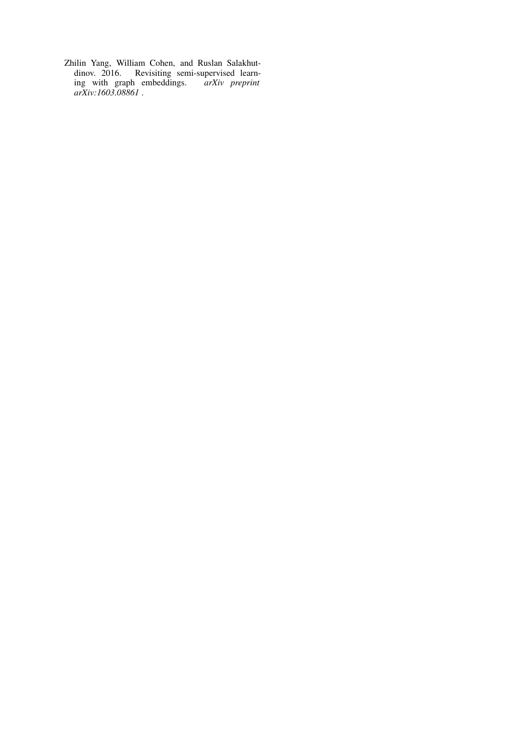Zhilin Yang, William Cohen, and Ruslan Salakhutdinov. 2016. Revisiting semi-supervised learning with graph embeddings. *arXiv preprint arXiv:1603.08861* .